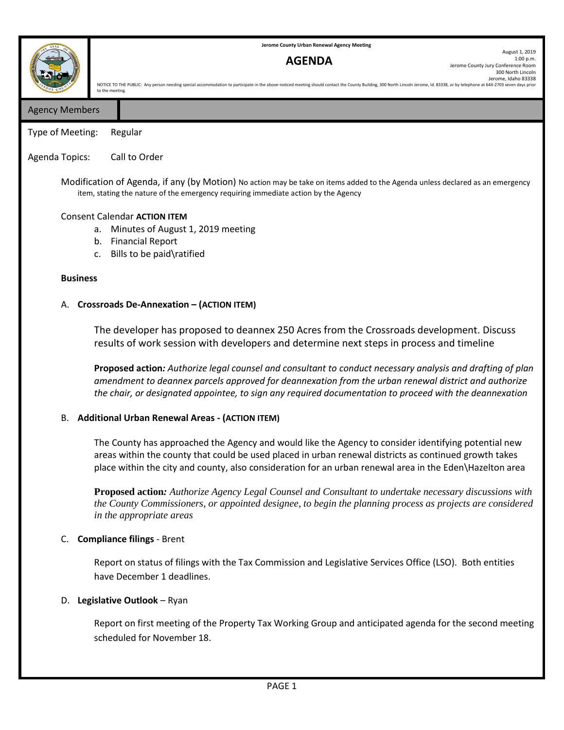**Jerome County Urban Renewal Agency Meeting**

# AGENDA

August 1, 2019
1:00 p.m.
Jerome County Jury Conference Room
300 North Lincoln
Jerome, Idaho 83338

NOTICE TO THE PUBLIC: Any person needing special accommodation to participate in the above-noticed meeting should contact the County Building, 300 North Lincoln Jerome, Id. 83338, or by telephone at 644-2703 seven days prior to the meeting.

## Agency Members

Type of Meeting: Regular

Agenda Topics: Call to Order

Modification of Agenda, if any (by Motion) No action may be take on items added to the Agenda unless declared as an emergency item, stating the nature of the emergency requiring immediate action by the Agency

Consent Calendar **ACTION ITEM**

a. Minutes of August 1, 2019 meeting
b. Financial Report
c. Bills to be paid\ratified

**Business**

A. **Crossroads De-Annexation – (ACTION ITEM)**

The developer has proposed to deannex 250 Acres from the Crossroads development. Discuss results of work session with developers and determine next steps in process and timeline

**Proposed action***: Authorize legal counsel and consultant to conduct necessary analysis and drafting of plan amendment to deannex parcels approved for deannexation from the urban renewal district and authorize the chair, or designated appointee, to sign any required documentation to proceed with the deannexation*

B. **Additional Urban Renewal Areas - (ACTION ITEM)**

The County has approached the Agency and would like the Agency to consider identifying potential new areas within the county that could be used placed in urban renewal districts as continued growth takes place within the city and county, also consideration for an urban renewal area in the Eden\Hazelton area

**Proposed action***: Authorize Agency Legal Counsel and Consultant to undertake necessary discussions with the County Commissioners, or appointed designee, to begin the planning process as projects are considered in the appropriate areas*

C. **Compliance filings** - Brent

Report on status of filings with the Tax Commission and Legislative Services Office (LSO). Both entities have December 1 deadlines.

D. **Legislative Outlook** – Ryan

Report on first meeting of the Property Tax Working Group and anticipated agenda for the second meeting scheduled for November 18.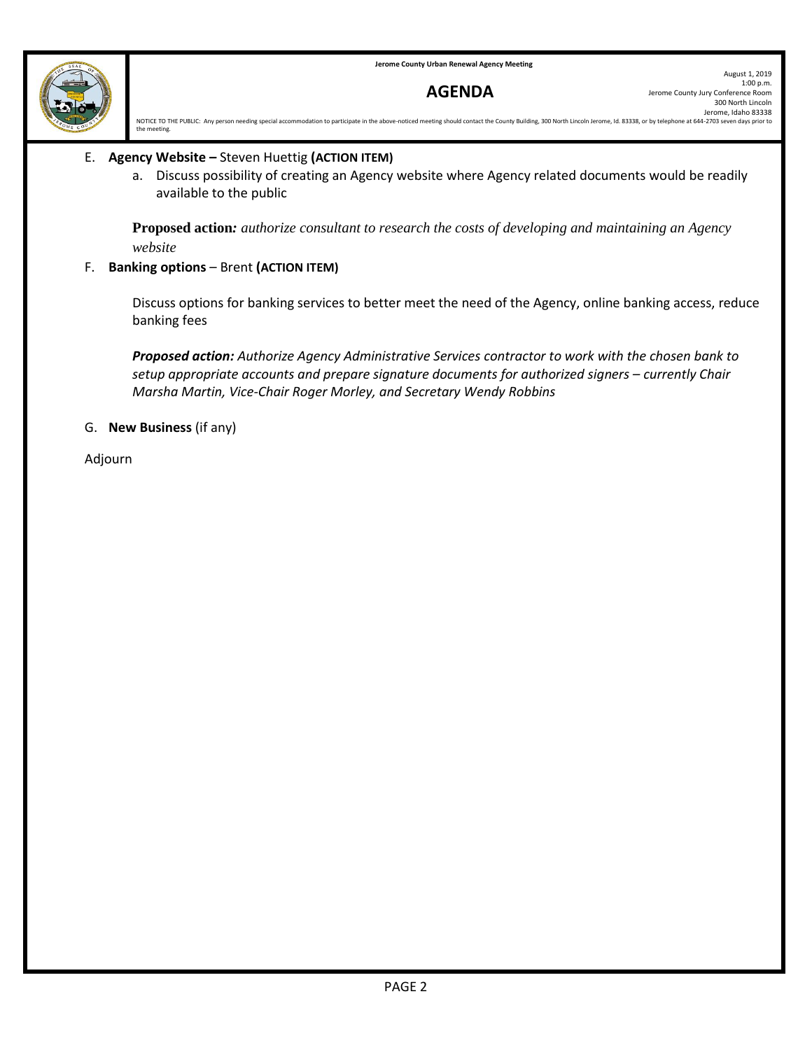Jerome County Urban Renewal Agency Meeting

# AGENDA

August 1, 2019
1:00 p.m.
Jerome County Jury Conference Room
300 North Lincoln
Jerome, Idaho 83338

NOTICE TO THE PUBLIC: Any person needing special accommodation to participate in the above-noticed meeting should contact the County Building, 300 North Lincoln Jerome, Id. 83338, or by telephone at 644-2703 seven days prior to the meeting.

E. **Agency Website –** Steven Huettig **(ACTION ITEM)**

   a. Discuss possibility of creating an Agency website where Agency related documents would be readily available to the public

   **Proposed action***: authorize consultant to research the costs of developing and maintaining an Agency website*

F. **Banking options** – Brent **(ACTION ITEM)**

   Discuss options for banking services to better meet the need of the Agency, online banking access, reduce banking fees

   ***Proposed action:*** *Authorize Agency Administrative Services contractor to work with the chosen bank to setup appropriate accounts and prepare signature documents for authorized signers – currently Chair Marsha Martin, Vice-Chair Roger Morley, and Secretary Wendy Robbins*

G. **New Business** (if any)

Adjourn